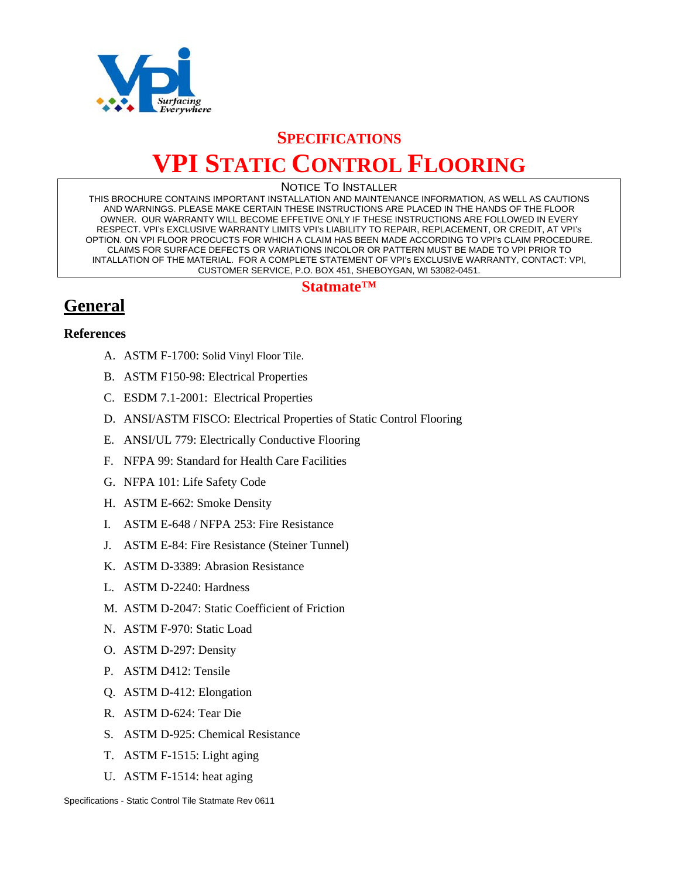## SPECIFICATIONS

# VPI STATIC CONTROL FLOORING

NOTICE TO INSTALLER

THIS BROCHURE CONTAINS IMPORTANT INSTALLATION AND MAINTENANCE INFORMATION, AS WELL AS CAUTIONS AND WARNINGS. PLEASE MAKE CERTAIN THESE INSTRUCTIONS ARE PLACED IN THE HANDS OF THE FLOOR OWNER. OUR WARRANTY WILL BECOME EFFETIVE ONLY IF THESE INSTRUCTIONS ARE FOLLOWED IN EVERY RESPECT. VPI's EXCLUSIVE WARRANTY LIMITS VPI's LIABILITY TO REPAIR, REPLACEMENT, OR CREDIT, AT VPI's OPTION. ON VPI FLOOR PROCUCTS FOR WHICH A CLAIM HAS BEEN MADE ACCORDING TO VPI's CLAIM PROCEDURE. CLAIMS FOR SURFACE DEFECTS OR VARIATIONS INCOLOR OR PATTERN MUST BE MADE TO VPI PRIOR TO INTALLATION OF THE MATERIAL. FOR A COMPLETE STATEMENT OF VPI's EXCLUSIVE WARRANTY, CONTACT: VPI, CUSTOMER SERVICE, P.O. BOX 451, SHEBOYGAN, WI 53082-0451.

**Statmate™**

## General

### References

A. ASTM F-1700: Solid Vinyl Floor Tile.

B. ASTM F150-98: Electrical Properties

C. ESDM 7.1-2001: Electrical Properties

D. ANSI/ASTM FISCO: Electrical Properties of Static Control Flooring

E. ANSI/UL 779: Electrically Conductive Flooring

F. NFPA 99: Standard for Health Care Facilities

G. NFPA 101: Life Safety Code

H. ASTM E-662: Smoke Density

I. ASTM E-648 / NFPA 253: Fire Resistance

J. ASTM E-84: Fire Resistance (Steiner Tunnel)

K. ASTM D-3389: Abrasion Resistance

L. ASTM D-2240: Hardness

M. ASTM D-2047: Static Coefficient of Friction

N. ASTM F-970: Static Load

O. ASTM D-297: Density

P. ASTM D412: Tensile

Q. ASTM D-412: Elongation

R. ASTM D-624: Tear Die

S. ASTM D-925: Chemical Resistance

T. ASTM F-1515: Light aging

U. ASTM F-1514: heat aging

Specifications - Static Control Tile Statmate Rev 0611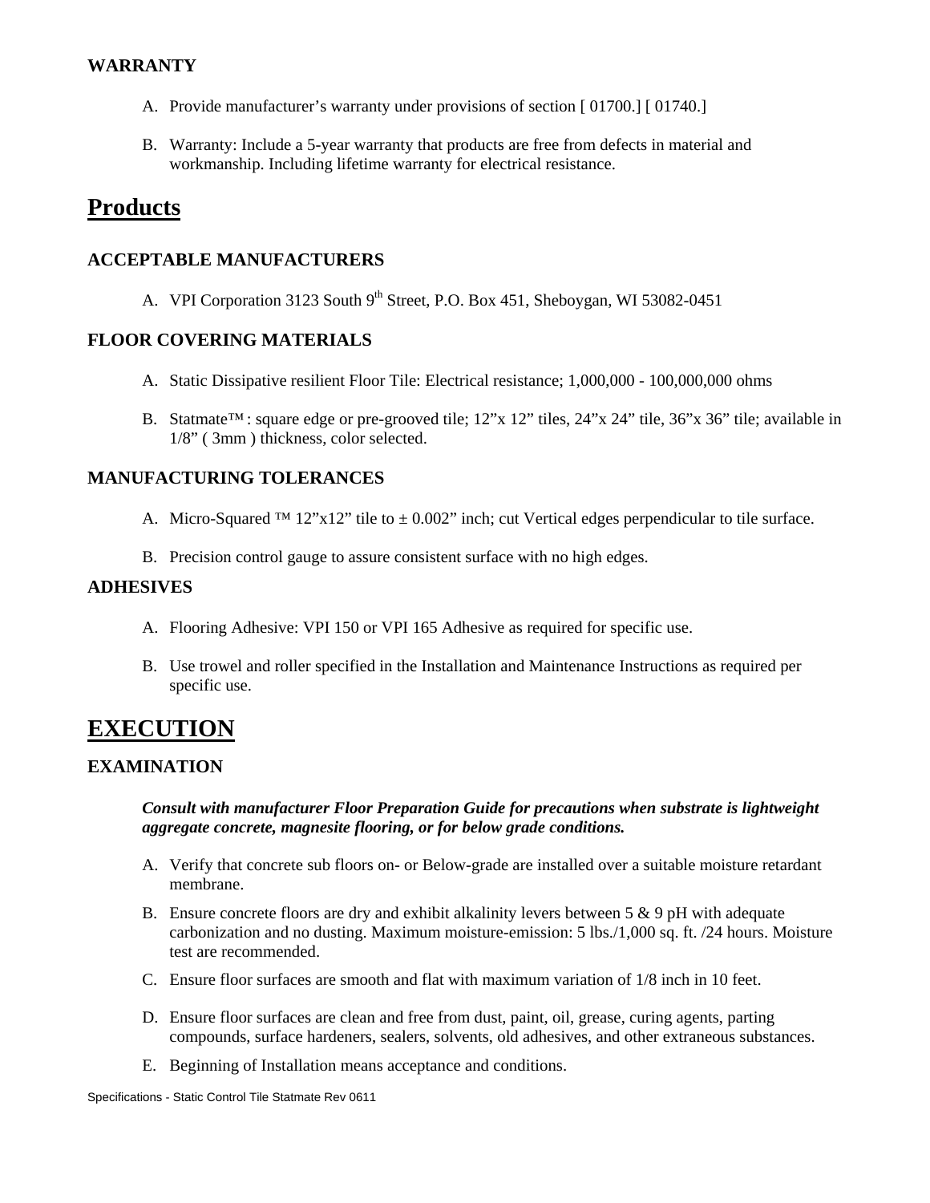### WARRANTY

A. Provide manufacturer's warranty under provisions of section [ 01700.] [ 01740.]

B. Warranty: Include a 5-year warranty that products are free from defects in material and workmanship. Including lifetime warranty for electrical resistance.

## Products

### ACCEPTABLE MANUFACTURERS

A. VPI Corporation 3123 South 9th Street, P.O. Box 451, Sheboygan, WI 53082-0451

### FLOOR COVERING MATERIALS

A. Static Dissipative resilient Floor Tile: Electrical resistance; 1,000,000 - 100,000,000 ohms

B. Statmate™ : square edge or pre-grooved tile; 12"x 12" tiles, 24"x 24" tile, 36"x 36" tile; available in 1/8" ( 3mm ) thickness, color selected.

### MANUFACTURING TOLERANCES

A. Micro-Squared ™ 12"x12" tile to ± 0.002" inch; cut Vertical edges perpendicular to tile surface.

B. Precision control gauge to assure consistent surface with no high edges.

### ADHESIVES

A. Flooring Adhesive: VPI 150 or VPI 165 Adhesive as required for specific use.

B. Use trowel and roller specified in the Installation and Maintenance Instructions as required per specific use.

## EXECUTION

### EXAMINATION

***Consult with manufacturer Floor Preparation Guide for precautions when substrate is lightweight aggregate concrete, magnesite flooring, or for below grade conditions.***

A. Verify that concrete sub floors on- or Below-grade are installed over a suitable moisture retardant membrane.

B. Ensure concrete floors are dry and exhibit alkalinity levers between 5 & 9 pH with adequate carbonization and no dusting. Maximum moisture-emission: 5 lbs./1,000 sq. ft. /24 hours. Moisture test are recommended.

C. Ensure floor surfaces are smooth and flat with maximum variation of 1/8 inch in 10 feet.

D. Ensure floor surfaces are clean and free from dust, paint, oil, grease, curing agents, parting compounds, surface hardeners, sealers, solvents, old adhesives, and other extraneous substances.

E. Beginning of Installation means acceptance and conditions.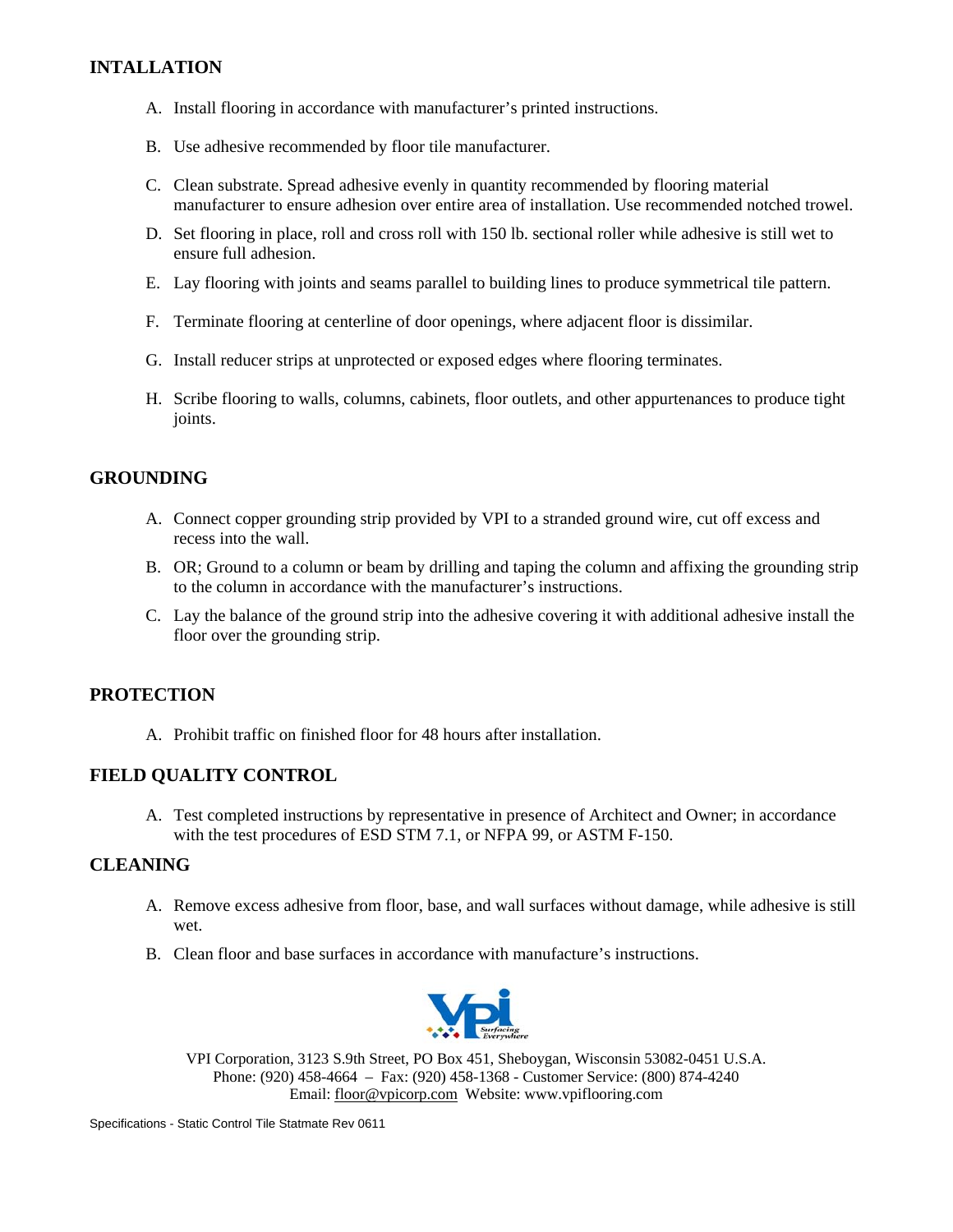## INTALLATION

A. Install flooring in accordance with manufacturer's printed instructions.

B. Use adhesive recommended by floor tile manufacturer.

C. Clean substrate. Spread adhesive evenly in quantity recommended by flooring material manufacturer to ensure adhesion over entire area of installation. Use recommended notched trowel.

D. Set flooring in place, roll and cross roll with 150 lb. sectional roller while adhesive is still wet to ensure full adhesion.

E. Lay flooring with joints and seams parallel to building lines to produce symmetrical tile pattern.

F. Terminate flooring at centerline of door openings, where adjacent floor is dissimilar.

G. Install reducer strips at unprotected or exposed edges where flooring terminates.

H. Scribe flooring to walls, columns, cabinets, floor outlets, and other appurtenances to produce tight joints.

## GROUNDING

A. Connect copper grounding strip provided by VPI to a stranded ground wire, cut off excess and recess into the wall.

B. OR; Ground to a column or beam by drilling and taping the column and affixing the grounding strip to the column in accordance with the manufacturer's instructions.

C. Lay the balance of the ground strip into the adhesive covering it with additional adhesive install the floor over the grounding strip.

## PROTECTION

A. Prohibit traffic on finished floor for 48 hours after installation.

## FIELD QUALITY CONTROL

A. Test completed instructions by representative in presence of Architect and Owner; in accordance with the test procedures of ESD STM 7.1, or NFPA 99, or ASTM F-150.

## CLEANING

A. Remove excess adhesive from floor, base, and wall surfaces without damage, while adhesive is still wet.

B. Clean floor and base surfaces in accordance with manufacture's instructions.

VPI Corporation, 3123 S.9th Street, PO Box 451, Sheboygan, Wisconsin 53082-0451 U.S.A.
Phone: (920) 458-4664 – Fax: (920) 458-1368 - Customer Service: (800) 874-4240
Email: floor@vpicorp.com Website: www.vpiflooring.com